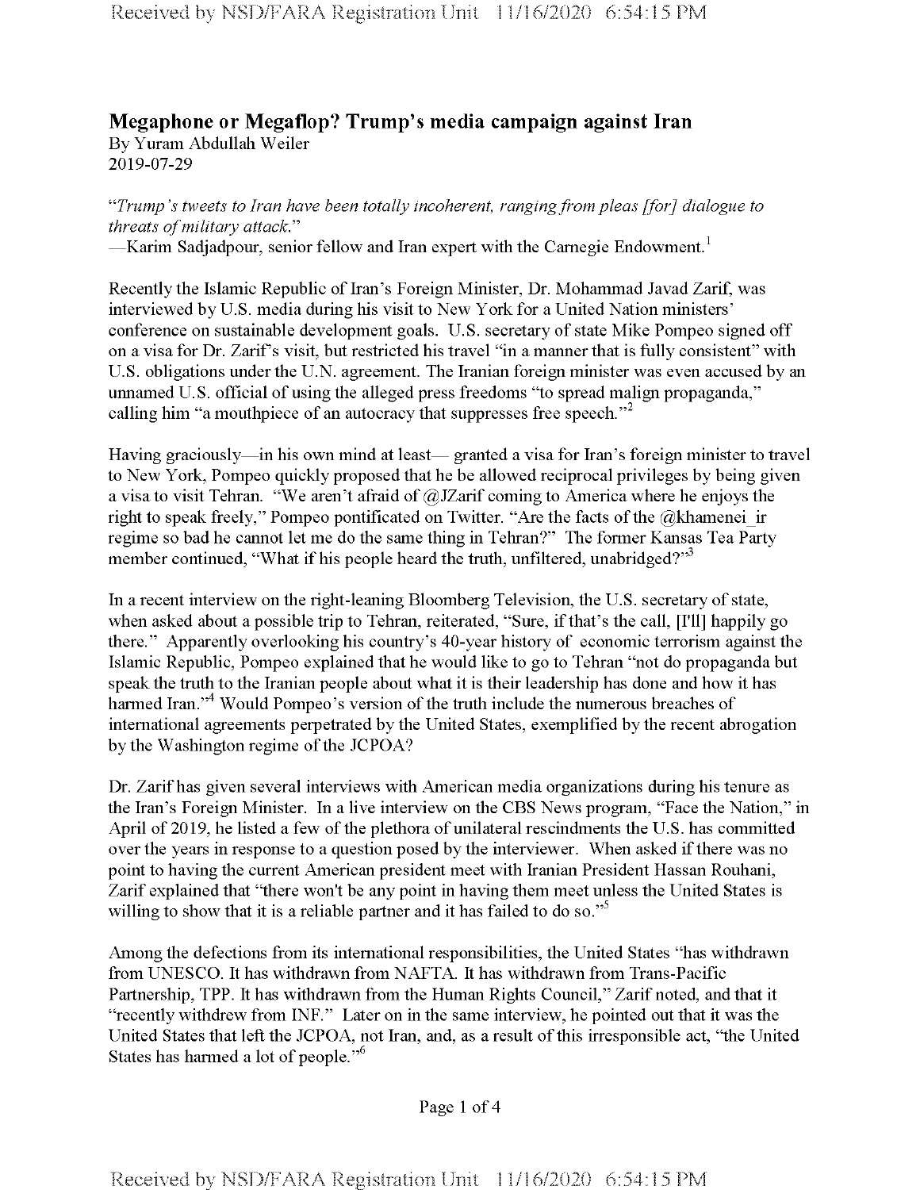## Megaphone or Megaflop? Trump's media campaign against Iran

By Yuram Abdullah Weiler
2019-07-29

*"Trump's tweets to Iran have been totally incoherent, ranging from pleas [for] dialogue to threats of military attack."*
—Karim Sadjadpour, senior fellow and Iran expert with the Carnegie Endowment.[1]

Recently the Islamic Republic of Iran's Foreign Minister, Dr. Mohammad Javad Zarif, was interviewed by U.S. media during his visit to New York for a United Nation ministers' conference on sustainable development goals. U.S. secretary of state Mike Pompeo signed off on a visa for Dr. Zarif's visit, but restricted his travel "in a manner that is fully consistent" with U.S. obligations under the U.N. agreement. The Iranian foreign minister was even accused by an unnamed U.S. official of using the alleged press freedoms "to spread malign propaganda," calling him "a mouthpiece of an autocracy that suppresses free speech."[2]

Having graciously—in his own mind at least— granted a visa for Iran's foreign minister to travel to New York, Pompeo quickly proposed that he be allowed reciprocal privileges by being given a visa to visit Tehran. "We aren't afraid of @JZarif coming to America where he enjoys the right to speak freely," Pompeo pontificated on Twitter. "Are the facts of the @khamenei_ir regime so bad he cannot let me do the same thing in Tehran?" The former Kansas Tea Party member continued, "What if his people heard the truth, unfiltered, unabridged?"[3]

In a recent interview on the right-leaning Bloomberg Television, the U.S. secretary of state, when asked about a possible trip to Tehran, reiterated, "Sure, if that's the call, [I'll] happily go there." Apparently overlooking his country's 40-year history of economic terrorism against the Islamic Republic, Pompeo explained that he would like to go to Tehran "not do propaganda but speak the truth to the Iranian people about what it is their leadership has done and how it has harmed Iran."[4] Would Pompeo's version of the truth include the numerous breaches of international agreements perpetrated by the United States, exemplified by the recent abrogation by the Washington regime of the JCPOA?

Dr. Zarif has given several interviews with American media organizations during his tenure as the Iran's Foreign Minister. In a live interview on the CBS News program, "Face the Nation," in April of 2019, he listed a few of the plethora of unilateral rescindments the U.S. has committed over the years in response to a question posed by the interviewer. When asked if there was no point to having the current American president meet with Iranian President Hassan Rouhani, Zarif explained that "there won't be any point in having them meet unless the United States is willing to show that it is a reliable partner and it has failed to do so."[5]

Among the defections from its international responsibilities, the United States "has withdrawn from UNESCO. It has withdrawn from NAFTA. It has withdrawn from Trans-Pacific Partnership, TPP. It has withdrawn from the Human Rights Council," Zarif noted, and that it "recently withdrew from INF." Later on in the same interview, he pointed out that it was the United States that left the JCPOA, not Iran, and, as a result of this irresponsible act, "the United States has harmed a lot of people."[6]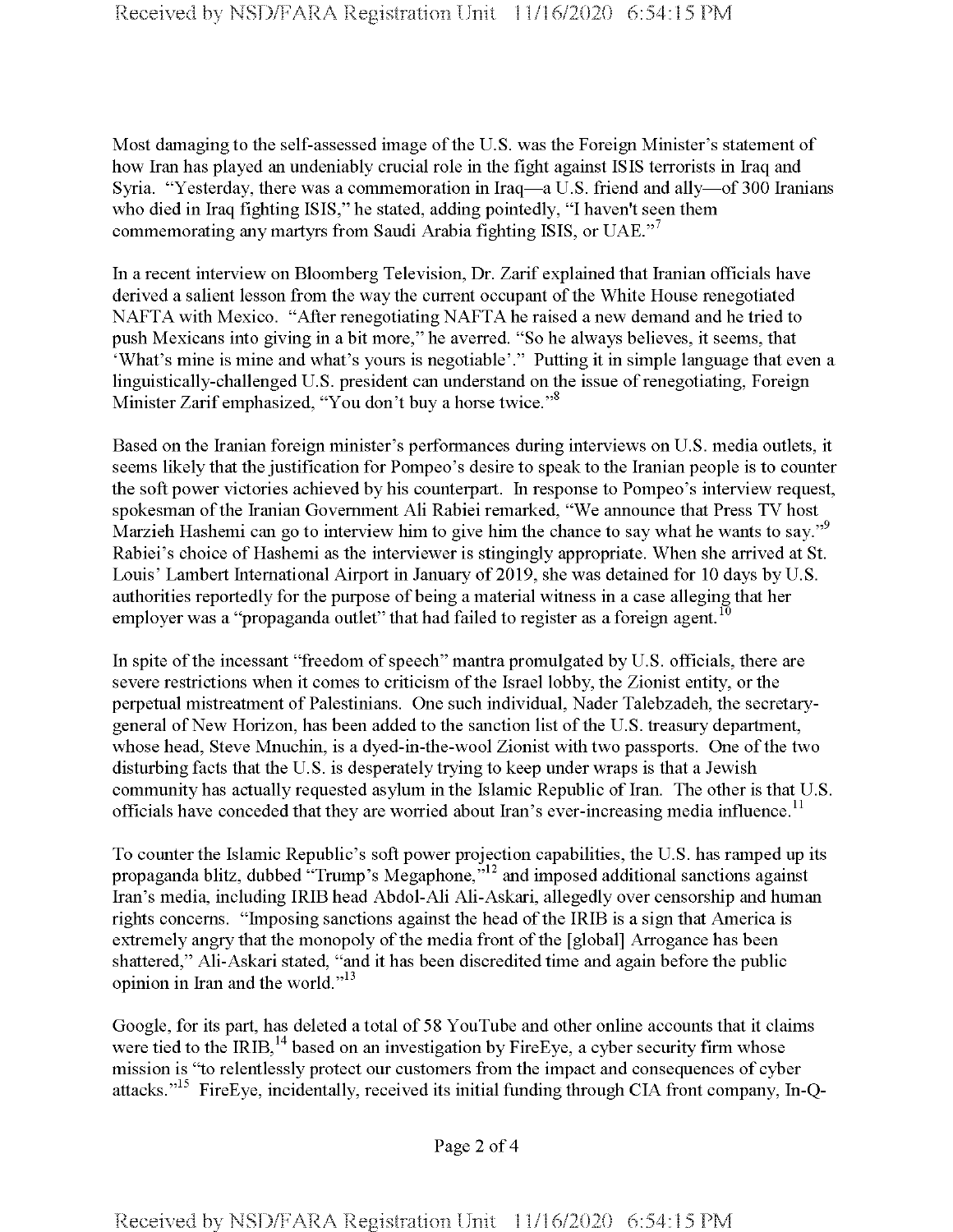Most damaging to the self-assessed image of the U.S. was the Foreign Minister's statement of how Iran has played an undeniably crucial role in the fight against ISIS terrorists in Iraq and Syria. "Yesterday, there was a commemoration in Iraq—a U.S. friend and ally—of 300 Iranians who died in Iraq fighting ISIS," he stated, adding pointedly, "I haven't seen them commemorating any martyrs from Saudi Arabia fighting ISIS, or UAE."[7]

In a recent interview on Bloomberg Television, Dr. Zarif explained that Iranian officials have derived a salient lesson from the way the current occupant of the White House renegotiated NAFTA with Mexico. "After renegotiating NAFTA he raised a new demand and he tried to push Mexicans into giving in a bit more," he averred. "So he always believes, it seems, that 'What's mine is mine and what's yours is negotiable'." Putting it in simple language that even a linguistically-challenged U.S. president can understand on the issue of renegotiating, Foreign Minister Zarif emphasized, "You don't buy a horse twice."[8]

Based on the Iranian foreign minister's performances during interviews on U.S. media outlets, it seems likely that the justification for Pompeo's desire to speak to the Iranian people is to counter the soft power victories achieved by his counterpart. In response to Pompeo's interview request, spokesman of the Iranian Government Ali Rabiei remarked, "We announce that Press TV host Marzieh Hashemi can go to interview him to give him the chance to say what he wants to say."[9] Rabiei's choice of Hashemi as the interviewer is stingingly appropriate. When she arrived at St. Louis' Lambert International Airport in January of 2019, she was detained for 10 days by U.S. authorities reportedly for the purpose of being a material witness in a case alleging that her employer was a "propaganda outlet" that had failed to register as a foreign agent.[10]

In spite of the incessant "freedom of speech" mantra promulgated by U.S. officials, there are severe restrictions when it comes to criticism of the Israel lobby, the Zionist entity, or the perpetual mistreatment of Palestinians. One such individual, Nader Talebzadeh, the secretary-general of New Horizon, has been added to the sanction list of the U.S. treasury department, whose head, Steve Mnuchin, is a dyed-in-the-wool Zionist with two passports. One of the two disturbing facts that the U.S. is desperately trying to keep under wraps is that a Jewish community has actually requested asylum in the Islamic Republic of Iran. The other is that U.S. officials have conceded that they are worried about Iran's ever-increasing media influence.[11]

To counter the Islamic Republic's soft power projection capabilities, the U.S. has ramped up its propaganda blitz, dubbed "Trump's Megaphone,"[12] and imposed additional sanctions against Iran's media, including IRIB head Abdol-Ali Ali-Askari, allegedly over censorship and human rights concerns. "Imposing sanctions against the head of the IRIB is a sign that America is extremely angry that the monopoly of the media front of the [global] Arrogance has been shattered," Ali-Askari stated, "and it has been discredited time and again before the public opinion in Iran and the world."[13]

Google, for its part, has deleted a total of 58 YouTube and other online accounts that it claims were tied to the IRIB,[14] based on an investigation by FireEye, a cyber security firm whose mission is "to relentlessly protect our customers from the impact and consequences of cyber attacks."[15] FireEye, incidentally, received its initial funding through CIA front company, In-Q-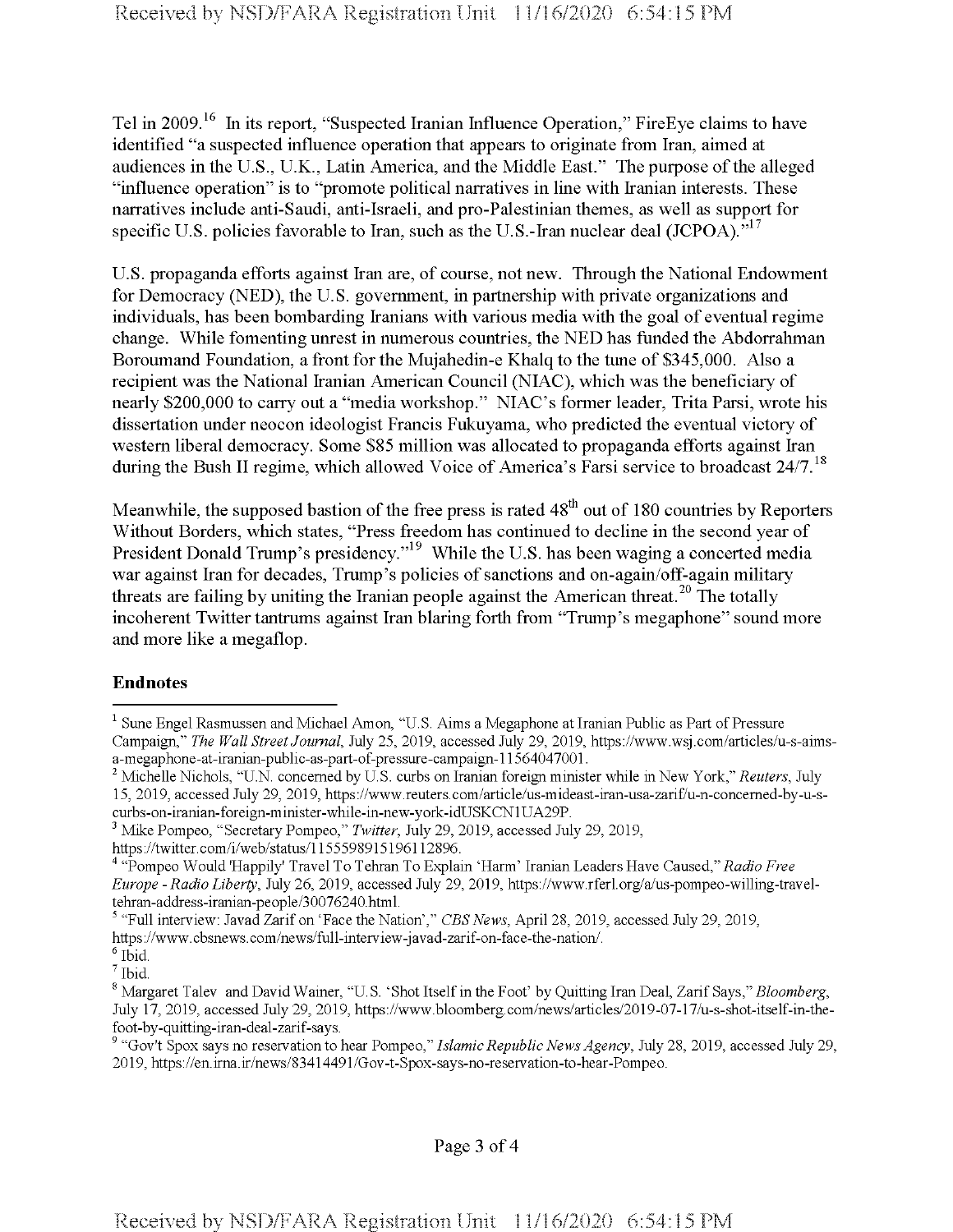Tel in 2009.[16] In its report, "Suspected Iranian Influence Operation," FireEye claims to have identified "a suspected influence operation that appears to originate from Iran, aimed at audiences in the U.S., U.K., Latin America, and the Middle East." The purpose of the alleged "influence operation" is to "promote political narratives in line with Iranian interests. These narratives include anti-Saudi, anti-Israeli, and pro-Palestinian themes, as well as support for specific U.S. policies favorable to Iran, such as the U.S.-Iran nuclear deal (JCPOA)."[17]

U.S. propaganda efforts against Iran are, of course, not new. Through the National Endowment for Democracy (NED), the U.S. government, in partnership with private organizations and individuals, has been bombarding Iranians with various media with the goal of eventual regime change. While fomenting unrest in numerous countries, the NED has funded the Abdorrahman Boroumand Foundation, a front for the Mujahedin-e Khalq to the tune of $345,000. Also a recipient was the National Iranian American Council (NIAC), which was the beneficiary of nearly $200,000 to carry out a "media workshop." NIAC's former leader, Trita Parsi, wrote his dissertation under neocon ideologist Francis Fukuyama, who predicted the eventual victory of western liberal democracy. Some $85 million was allocated to propaganda efforts against Iran during the Bush II regime, which allowed Voice of America's Farsi service to broadcast 24/7.[18]

Meanwhile, the supposed bastion of the free press is rated 48th out of 180 countries by Reporters Without Borders, which states, "Press freedom has continued to decline in the second year of President Donald Trump's presidency."[19] While the U.S. has been waging a concerted media war against Iran for decades, Trump's policies of sanctions and on-again/off-again military threats are failing by uniting the Iranian people against the American threat.[20] The totally incoherent Twitter tantrums against Iran blaring forth from "Trump's megaphone" sound more and more like a megaflop.

**Endnotes**

[1] Sune Engel Rasmussen and Michael Amon, "U.S. Aims a Megaphone at Iranian Public as Part of Pressure Campaign," *The Wall Street Journal*, July 25, 2019, accessed July 29, 2019, https://www.wsj.com/articles/u-s-aims-a-megaphone-at-iranian-public-as-part-of-pressure-campaign-11564047001.

[2] Michelle Nichols, "U.N. concerned by U.S. curbs on Iranian foreign minister while in New York," *Reuters*, July 15, 2019, accessed July 29, 2019, https://www.reuters.com/article/us-mideast-iran-usa-zarif/u-n-concerned-by-u-s-curbs-on-iranian-foreign-minister-while-in-new-york-idUSKCN1UA29P.

[3] Mike Pompeo, "Secretary Pompeo," *Twitter*, July 29, 2019, accessed July 29, 2019, https://twitter.com/i/web/status/1155598915196112896.

[4] "Pompeo Would 'Happily' Travel To Tehran To Explain 'Harm' Iranian Leaders Have Caused," *Radio Free Europe - Radio Liberty*, July 26, 2019, accessed July 29, 2019, https://www.rferl.org/a/us-pompeo-willing-travel-tehran-address-iranian-people/30076240.html.

[5] "Full interview: Javad Zarif on 'Face the Nation'," *CBS News*, April 28, 2019, accessed July 29, 2019, https://www.cbsnews.com/news/full-interview-javad-zarif-on-face-the-nation/.

[6] Ibid.

[7] Ibid.

[8] Margaret Talev and David Wainer, "U.S. 'Shot Itself in the Foot' by Quitting Iran Deal, Zarif Says," *Bloomberg*, July 17, 2019, accessed July 29, 2019, https://www.bloomberg.com/news/articles/2019-07-17/u-s-shot-itself-in-the-foot-by-quitting-iran-deal-zarif-says.

[9] "Gov't Spox says no reservation to hear Pompeo," *Islamic Republic News Agency*, July 28, 2019, accessed July 29, 2019, https://en.irna.ir/news/83414491/Gov-t-Spox-says-no-reservation-to-hear-Pompeo.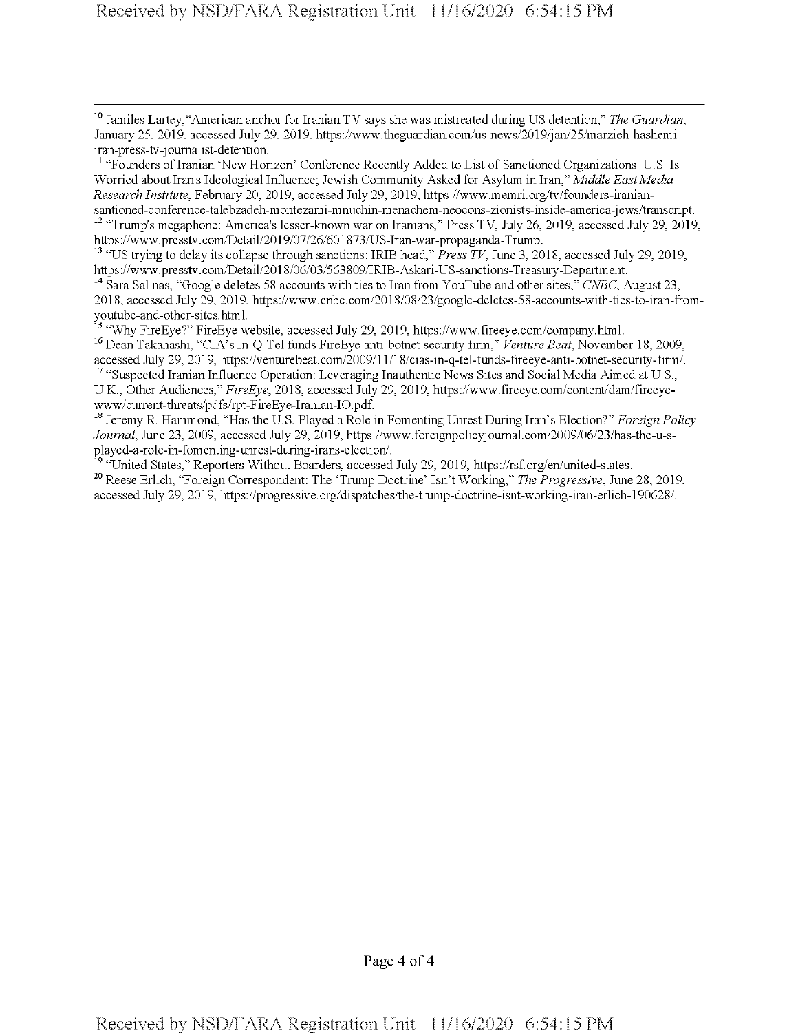[10] Jamiles Lartey,"American anchor for Iranian TV says she was mistreated during US detention," *The Guardian*, January 25, 2019, accessed July 29, 2019, https://www.theguardian.com/us-news/2019/jan/25/marzieh-hashemi-iran-press-tv-journalist-detention.

[11] "Founders of Iranian 'New Horizon' Conference Recently Added to List of Sanctioned Organizations: U.S. Is Worried about Iran's Ideological Influence; Jewish Community Asked for Asylum in Iran," *Middle East Media Research Institute*, February 20, 2019, accessed July 29, 2019, https://www.memri.org/tv/founders-iranian-santioned-conference-talebzadeh-montezami-mnuchin-menachem-neocons-zionists-inside-america-jews/transcript.

[12] "Trump's megaphone: America's lesser-known war on Iranians," Press TV, July 26, 2019, accessed July 29, 2019, https://www.presstv.com/Detail/2019/07/26/601873/US-Iran-war-propaganda-Trump.

[13] "US trying to delay its collapse through sanctions: IRIB head," *Press TV*, June 3, 2018, accessed July 29, 2019, https://www.presstv.com/Detail/2018/06/03/563809/IRIB-Askari-US-sanctions-Treasury-Department.

[14] Sara Salinas, "Google deletes 58 accounts with ties to Iran from YouTube and other sites," *CNBC*, August 23, 2018, accessed July 29, 2019, https://www.cnbc.com/2018/08/23/google-deletes-58-accounts-with-ties-to-iran-from-youtube-and-other-sites.html.

[15] "Why FireEye?" FireEye website, accessed July 29, 2019, https://www.fireeye.com/company.html.

[16] Dean Takahashi, "CIA's In-Q-Tel funds FireEye anti-botnet security firm," *Venture Beat*, November 18, 2009, accessed July 29, 2019, https://venturebeat.com/2009/11/18/cias-in-q-tel-funds-fireeye-anti-botnet-security-firm/.

[17] "Suspected Iranian Influence Operation: Leveraging Inauthentic News Sites and Social Media Aimed at U.S., U.K., Other Audiences," *FireEye*, 2018, accessed July 29, 2019, https://www.fireeye.com/content/dam/fireeye-www/current-threats/pdfs/rpt-FireEye-Iranian-IO.pdf.

[18] Jeremy R. Hammond, "Has the U.S. Played a Role in Fomenting Unrest During Iran's Election?" *Foreign Policy Journal*, June 23, 2009, accessed July 29, 2019, https://www.foreignpolicyjournal.com/2009/06/23/has-the-u-s-played-a-role-in-fomenting-unrest-during-irans-election/.

[19] "United States," Reporters Without Boarders, accessed July 29, 2019, https://rsf.org/en/united-states.

[20] Reese Erlich, "Foreign Correspondent: The 'Trump Doctrine' Isn't Working," *The Progressive*, June 28, 2019, accessed July 29, 2019, https://progressive.org/dispatches/the-trump-doctrine-isnt-working-iran-erlich-190628/.